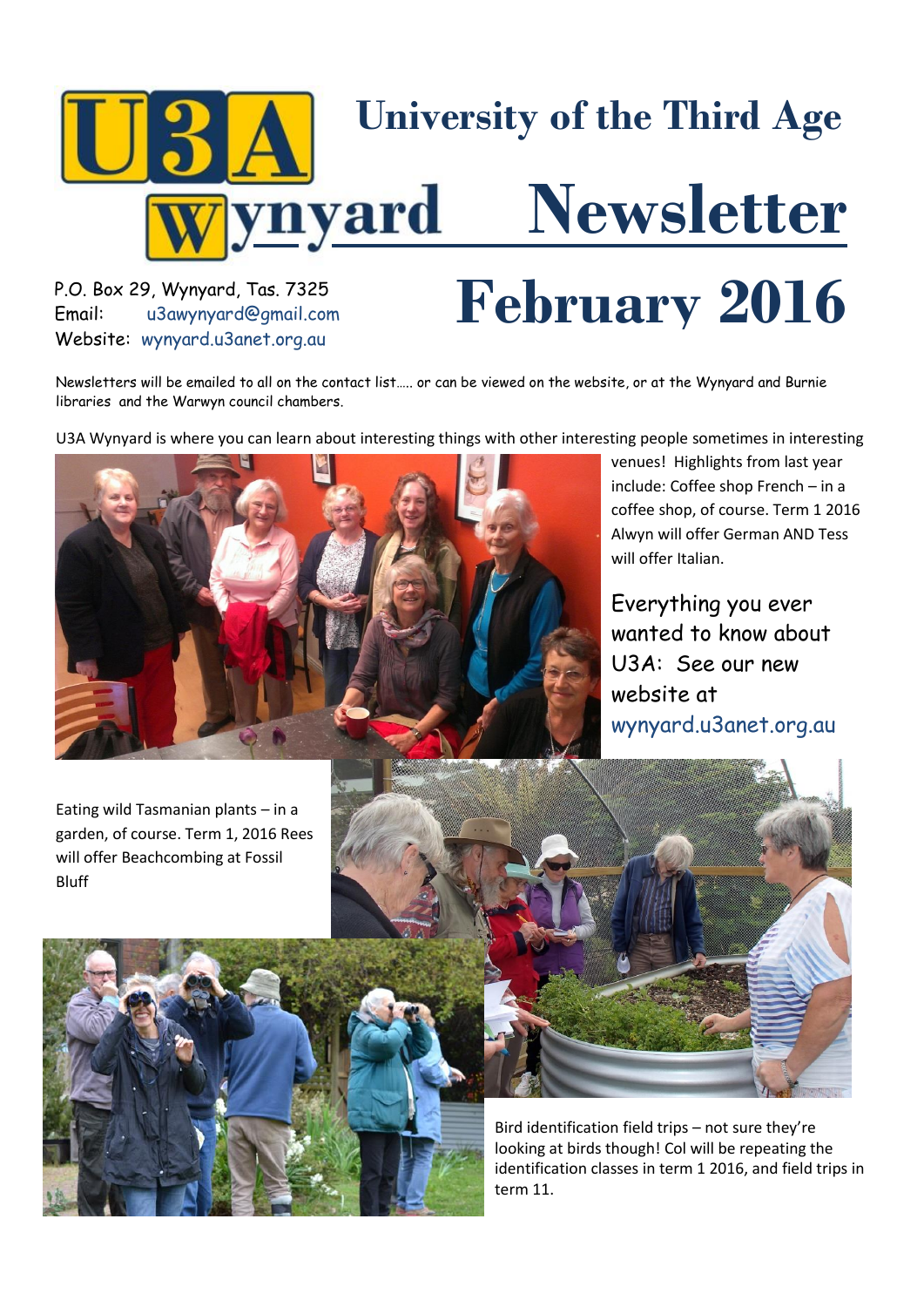# U3A Wynyard — University of the Third Age Newsletter

# February 2016

P.O. Box 29, Wynyard, Tas. 7325
Email: u3awynyard@gmail.com
Website: wynyard.u3anet.org.au

Newsletters will be emailed to all on the contact list….. or can be viewed on the website, or at the Wynyard and Burnie libraries and the Warwyn council chambers.

U3A Wynyard is where you can learn about interesting things with other interesting people sometimes in interesting venues! Highlights from last year include: Coffee shop French – in a coffee shop, of course. Term 1 2016 Alwyn will offer German AND Tess will offer Italian.

Everything you ever wanted to know about U3A: See our new website at wynyard.u3anet.org.au

Eating wild Tasmanian plants – in a garden, of course. Term 1, 2016 Rees will offer Beachcombing at Fossil Bluff

Bird identification field trips – not sure they're looking at birds though! Col will be repeating the identification classes in term 1 2016, and field trips in term 11.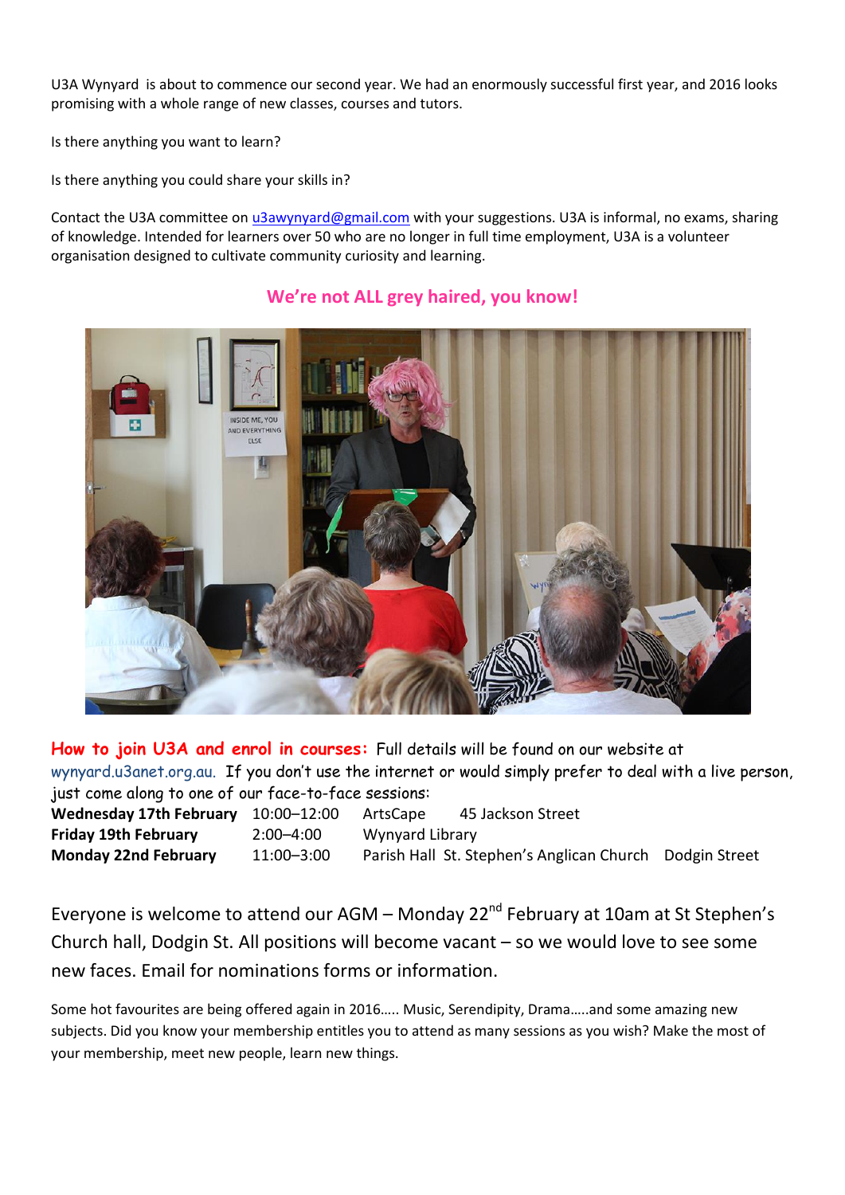U3A Wynyard is about to commence our second year. We had an enormously successful first year, and 2016 looks promising with a whole range of new classes, courses and tutors.

Is there anything you want to learn?

Is there anything you could share your skills in?

Contact the U3A committee on u3awynyard@gmail.com with your suggestions. U3A is informal, no exams, sharing of knowledge. Intended for learners over 50 who are no longer in full time employment, U3A is a volunteer organisation designed to cultivate community curiosity and learning.

**We're not ALL grey haired, you know!**

**How to join U3A and enrol in courses:** Full details will be found on our website at wynyard.u3anet.org.au. If you don't use the internet or would simply prefer to deal with a live person, just come along to one of our face-to-face sessions:

| | | | |
|---|---|---|---|
| **Wednesday 17th February** | 10:00–12:00 | ArtsCape | 45 Jackson Street |
| **Friday 19th February** | 2:00–4:00 | Wynyard Library | |
| **Monday 22nd February** | 11:00–3:00 | Parish Hall St. Stephen's Anglican Church | Dodgin Street |

Everyone is welcome to attend our AGM – Monday 22nd February at 10am at St Stephen's Church hall, Dodgin St. All positions will become vacant – so we would love to see some new faces. Email for nominations forms or information.

Some hot favourites are being offered again in 2016….. Music, Serendipity, Drama…..and some amazing new subjects. Did you know your membership entitles you to attend as many sessions as you wish? Make the most of your membership, meet new people, learn new things.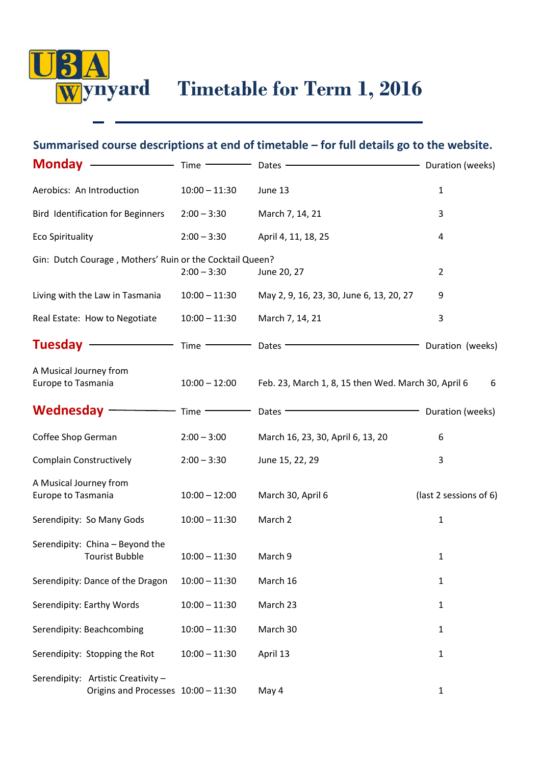# U3A Wynyard — Timetable for Term 1, 2016

**Summarised course descriptions at end of timetable – for full details go to the website.**

## Monday

| Course | Time | Dates | Duration (weeks) |
|---|---|---|---|
| Aerobics: An Introduction | 10:00 – 11:30 | June 13 | 1 |
| Bird Identification for Beginners | 2:00 – 3:30 | March 7, 14, 21 | 3 |
| Eco Spirituality | 2:00 – 3:30 | April 4, 11, 18, 25 | 4 |
| Gin: Dutch Courage , Mothers' Ruin or the Cocktail Queen? | 2:00 – 3:30 | June 20, 27 | 2 |
| Living with the Law in Tasmania | 10:00 – 11:30 | May 2, 9, 16, 23, 30, June 6, 13, 20, 27 | 9 |
| Real Estate: How to Negotiate | 10:00 – 11:30 | March 7, 14, 21 | 3 |

## Tuesday

| Course | Time | Dates | Duration (weeks) |
|---|---|---|---|
| A Musical Journey from Europe to Tasmania | 10:00 – 12:00 | Feb. 23, March 1, 8, 15 then Wed. March 30, April 6 | 6 |

## Wednesday

| Course | Time | Dates | Duration (weeks) |
|---|---|---|---|
| Coffee Shop German | 2:00 – 3:00 | March 16, 23, 30, April 6, 13, 20 | 6 |
| Complain Constructively | 2:00 – 3:30 | June 15, 22, 29 | 3 |
| A Musical Journey from Europe to Tasmania | 10:00 – 12:00 | March 30, April 6 | (last 2 sessions of 6) |
| Serendipity: So Many Gods | 10:00 – 11:30 | March 2 | 1 |
| Serendipity: China – Beyond the Tourist Bubble | 10:00 – 11:30 | March 9 | 1 |
| Serendipity: Dance of the Dragon | 10:00 – 11:30 | March 16 | 1 |
| Serendipity: Earthy Words | 10:00 – 11:30 | March 23 | 1 |
| Serendipity: Beachcombing | 10:00 – 11:30 | March 30 | 1 |
| Serendipity: Stopping the Rot | 10:00 – 11:30 | April 13 | 1 |
| Serendipity: Artistic Creativity – Origins and Processes | 10:00 – 11:30 | May 4 | 1 |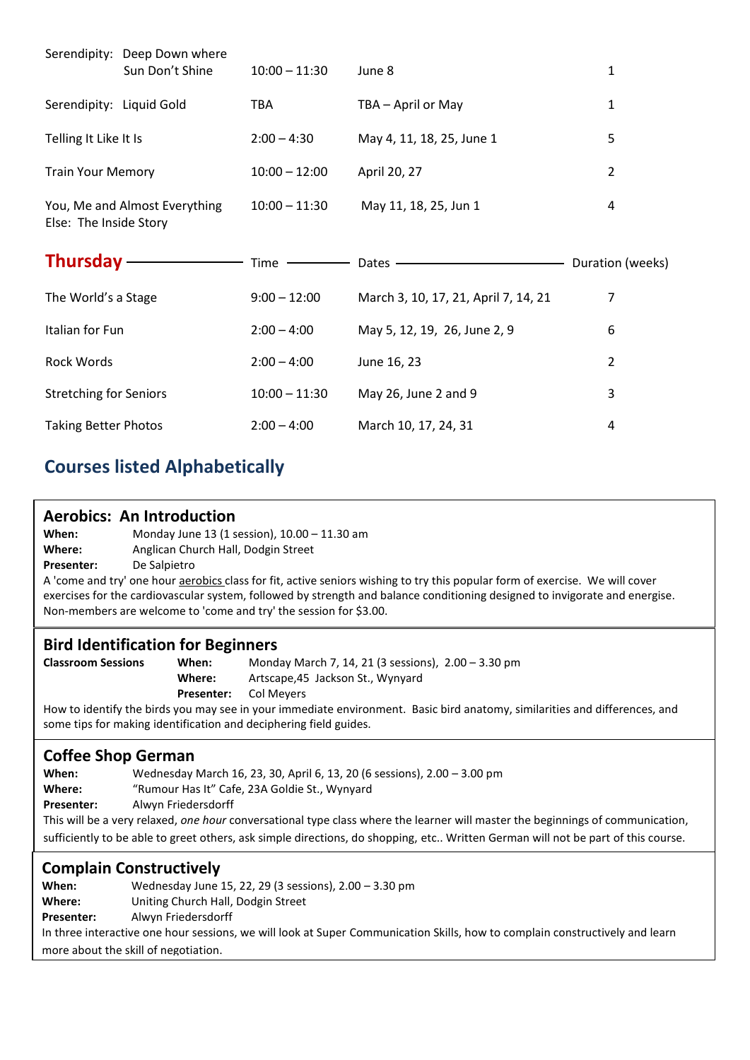| | | | |
|---|---|---|---|
| Serendipity: Deep Down where Sun Don't Shine | 10:00 – 11:30 | June 8 | 1 |
| Serendipity: Liquid Gold | TBA | TBA – April or May | 1 |
| Telling It Like It Is | 2:00 – 4:30 | May 4, 11, 18, 25, June 1 | 5 |
| Train Your Memory | 10:00 – 12:00 | April 20, 27 | 2 |
| You, Me and Almost Everything Else: The Inside Story | 10:00 – 11:30 | May 11, 18, 25, Jun 1 | 4 |

| **Thursday** | Time | Dates | Duration (weeks) |
|---|---|---|---|
| The World's a Stage | 9:00 – 12:00 | March 3, 10, 17, 21, April 7, 14, 21 | 7 |
| Italian for Fun | 2:00 – 4:00 | May 5, 12, 19, 26, June 2, 9 | 6 |
| Rock Words | 2:00 – 4:00 | June 16, 23 | 2 |
| Stretching for Seniors | 10:00 – 11:30 | May 26, June 2 and 9 | 3 |
| Taking Better Photos | 2:00 – 4:00 | March 10, 17, 24, 31 | 4 |

## Courses listed Alphabetically

### Aerobics: An Introduction

**When:** Monday June 13 (1 session), 10.00 – 11.30 am
**Where:** Anglican Church Hall, Dodgin Street
**Presenter:** De Salpietro

A 'come and try' one hour aerobics class for fit, active seniors wishing to try this popular form of exercise. We will cover exercises for the cardiovascular system, followed by strength and balance conditioning designed to invigorate and energise. Non-members are welcome to 'come and try' the session for $3.00.

### Bird Identification for Beginners

**Classroom Sessions**
**When:** Monday March 7, 14, 21 (3 sessions), 2.00 – 3.30 pm
**Where:** Artscape,45 Jackson St., Wynyard
**Presenter:** Col Meyers

How to identify the birds you may see in your immediate environment. Basic bird anatomy, similarities and differences, and some tips for making identification and deciphering field guides.

### Coffee Shop German

**When:** Wednesday March 16, 23, 30, April 6, 13, 20 (6 sessions), 2.00 – 3.00 pm
**Where:** "Rumour Has It" Cafe, 23A Goldie St., Wynyard
**Presenter:** Alwyn Friedersdorff

This will be a very relaxed, *one hour* conversational type class where the learner will master the beginnings of communication, sufficiently to be able to greet others, ask simple directions, do shopping, etc.. Written German will not be part of this course.

### Complain Constructively

**When:** Wednesday June 15, 22, 29 (3 sessions), 2.00 – 3.30 pm
**Where:** Uniting Church Hall, Dodgin Street
**Presenter:** Alwyn Friedersdorff

In three interactive one hour sessions, we will look at Super Communication Skills, how to complain constructively and learn more about the skill of negotiation.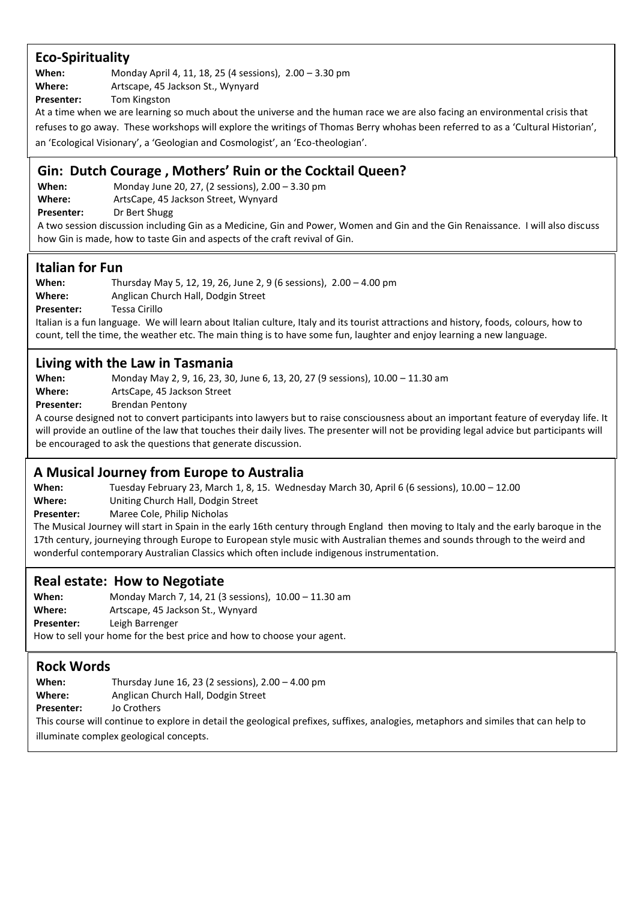## Eco-Spirituality

**When:** Monday April 4, 11, 18, 25 (4 sessions), 2.00 – 3.30 pm
**Where:** Artscape, 45 Jackson St., Wynyard
**Presenter:** Tom Kingston

At a time when we are learning so much about the universe and the human race we are also facing an environmental crisis that refuses to go away. These workshops will explore the writings of Thomas Berry whohas been referred to as a 'Cultural Historian', an 'Ecological Visionary', a 'Geologian and Cosmologist', an 'Eco-theologian'.

## Gin: Dutch Courage , Mothers' Ruin or the Cocktail Queen?

**When:** Monday June 20, 27, (2 sessions), 2.00 – 3.30 pm
**Where:** ArtsCape, 45 Jackson Street, Wynyard
**Presenter:** Dr Bert Shugg

A two session discussion including Gin as a Medicine, Gin and Power, Women and Gin and the Gin Renaissance. I will also discuss how Gin is made, how to taste Gin and aspects of the craft revival of Gin.

## Italian for Fun

**When:** Thursday May 5, 12, 19, 26, June 2, 9 (6 sessions), 2.00 – 4.00 pm
**Where:** Anglican Church Hall, Dodgin Street
**Presenter:** Tessa Cirillo

Italian is a fun language. We will learn about Italian culture, Italy and its tourist attractions and history, foods, colours, how to count, tell the time, the weather etc. The main thing is to have some fun, laughter and enjoy learning a new language.

## Living with the Law in Tasmania

**When:** Monday May 2, 9, 16, 23, 30, June 6, 13, 20, 27 (9 sessions), 10.00 – 11.30 am
**Where:** ArtsCape, 45 Jackson Street
**Presenter:** Brendan Pentony

A course designed not to convert participants into lawyers but to raise consciousness about an important feature of everyday life. It will provide an outline of the law that touches their daily lives. The presenter will not be providing legal advice but participants will be encouraged to ask the questions that generate discussion.

## A Musical Journey from Europe to Australia

**When:** Tuesday February 23, March 1, 8, 15. Wednesday March 30, April 6 (6 sessions), 10.00 – 12.00
**Where:** Uniting Church Hall, Dodgin Street
**Presenter:** Maree Cole, Philip Nicholas

The Musical Journey will start in Spain in the early 16th century through England then moving to Italy and the early baroque in the 17th century, journeying through Europe to European style music with Australian themes and sounds through to the weird and wonderful contemporary Australian Classics which often include indigenous instrumentation.

## Real estate: How to Negotiate

**When:** Monday March 7, 14, 21 (3 sessions), 10.00 – 11.30 am
**Where:** Artscape, 45 Jackson St., Wynyard
**Presenter:** Leigh Barrenger

How to sell your home for the best price and how to choose your agent.

## Rock Words

**When:** Thursday June 16, 23 (2 sessions), 2.00 – 4.00 pm
**Where:** Anglican Church Hall, Dodgin Street
**Presenter:** Jo Crothers

This course will continue to explore in detail the geological prefixes, suffixes, analogies, metaphors and similes that can help to illuminate complex geological concepts.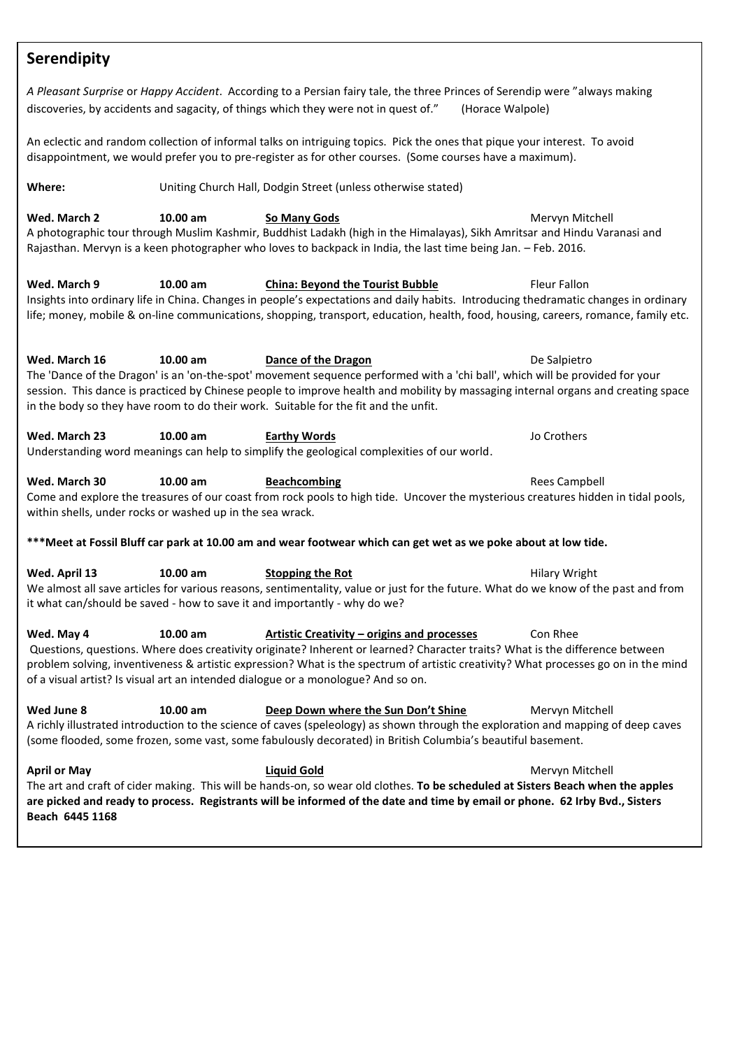## Serendipity

*A Pleasant Surprise* or *Happy Accident*. According to a Persian fairy tale, the three Princes of Serendip were "always making discoveries, by accidents and sagacity, of things which they were not in quest of." (Horace Walpole)

An eclectic and random collection of informal talks on intriguing topics. Pick the ones that pique your interest. To avoid disappointment, we would prefer you to pre-register as for other courses. (Some courses have a maximum).

**Where:** Uniting Church Hall, Dodgin Street (unless otherwise stated)

**Wed. March 2** **10.00 am** **<u>So Many Gods</u>** Mervyn Mitchell

A photographic tour through Muslim Kashmir, Buddhist Ladakh (high in the Himalayas), Sikh Amritsar and Hindu Varanasi and Rajasthan. Mervyn is a keen photographer who loves to backpack in India, the last time being Jan. – Feb. 2016.

**Wed. March 9** **10.00 am** **<u>China: Beyond the Tourist Bubble</u>** Fleur Fallon

Insights into ordinary life in China. Changes in people's expectations and daily habits. Introducing thedramatic changes in ordinary life; money, mobile & on-line communications, shopping, transport, education, health, food, housing, careers, romance, family etc.

**Wed. March 16** **10.00 am** **<u>Dance of the Dragon</u>** De Salpietro

The 'Dance of the Dragon' is an 'on-the-spot' movement sequence performed with a 'chi ball', which will be provided for your session. This dance is practiced by Chinese people to improve health and mobility by massaging internal organs and creating space in the body so they have room to do their work. Suitable for the fit and the unfit.

**Wed. March 23** **10.00 am** **<u>Earthy Words</u>** Jo Crothers

Understanding word meanings can help to simplify the geological complexities of our world.

**Wed. March 30** **10.00 am** **<u>Beachcombing</u>** Rees Campbell

Come and explore the treasures of our coast from rock pools to high tide. Uncover the mysterious creatures hidden in tidal pools, within shells, under rocks or washed up in the sea wrack.

**\*\*\*Meet at Fossil Bluff car park at 10.00 am and wear footwear which can get wet as we poke about at low tide.**

**Wed. April 13** **10.00 am** **<u>Stopping the Rot</u>** Hilary Wright

We almost all save articles for various reasons, sentimentality, value or just for the future. What do we know of the past and from it what can/should be saved - how to save it and importantly - why do we?

**Wed. May 4** **10.00 am** **<u>Artistic Creativity – origins and processes</u>** Con Rhee

Questions, questions. Where does creativity originate? Inherent or learned? Character traits? What is the difference between problem solving, inventiveness & artistic expression? What is the spectrum of artistic creativity? What processes go on in the mind of a visual artist? Is visual art an intended dialogue or a monologue? And so on.

**Wed June 8** **10.00 am** **<u>Deep Down where the Sun Don't Shine</u>** Mervyn Mitchell

A richly illustrated introduction to the science of caves (speleology) as shown through the exploration and mapping of deep caves (some flooded, some frozen, some vast, some fabulously decorated) in British Columbia's beautiful basement.

**April or May** **<u>Liquid Gold</u>** Mervyn Mitchell

The art and craft of cider making. This will be hands-on, so wear old clothes. **To be scheduled at Sisters Beach when the apples are picked and ready to process. Registrants will be informed of the date and time by email or phone. 62 Irby Bvd., Sisters Beach 6445 1168**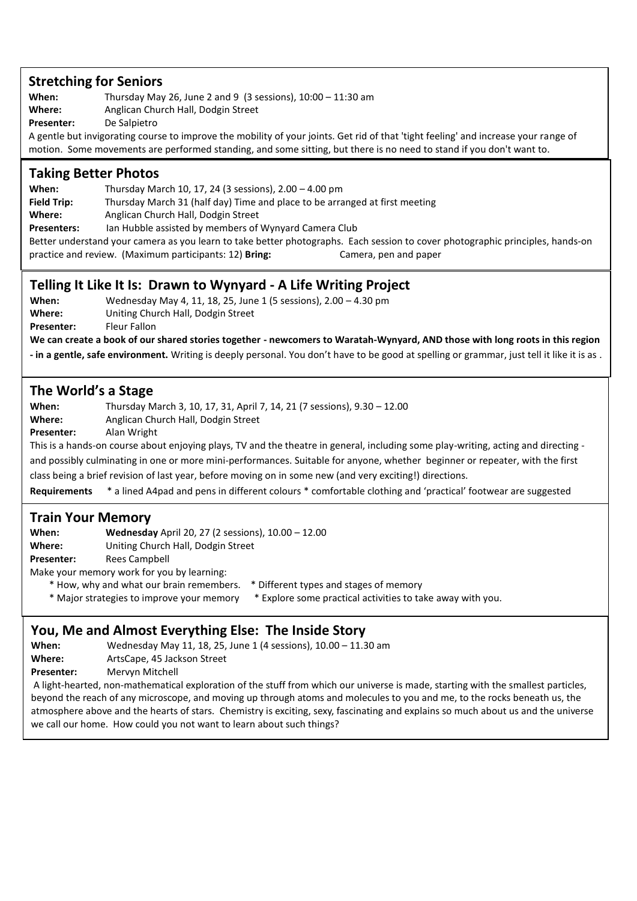## Stretching for Seniors

**When:** Thursday May 26, June 2 and 9 (3 sessions), 10:00 – 11:30 am
**Where:** Anglican Church Hall, Dodgin Street
**Presenter:** De Salpietro

A gentle but invigorating course to improve the mobility of your joints. Get rid of that 'tight feeling' and increase your range of motion. Some movements are performed standing, and some sitting, but there is no need to stand if you don't want to.

## Taking Better Photos

**When:** Thursday March 10, 17, 24 (3 sessions), 2.00 – 4.00 pm
**Field Trip:** Thursday March 31 (half day) Time and place to be arranged at first meeting
**Where:** Anglican Church Hall, Dodgin Street
**Presenters:** Ian Hubble assisted by members of Wynyard Camera Club

Better understand your camera as you learn to take better photographs. Each session to cover photographic principles, hands-on practice and review. (Maximum participants: 12) **Bring:** Camera, pen and paper

## Telling It Like It Is: Drawn to Wynyard - A Life Writing Project

**When:** Wednesday May 4, 11, 18, 25, June 1 (5 sessions), 2.00 – 4.30 pm
**Where:** Uniting Church Hall, Dodgin Street
**Presenter:** Fleur Fallon

**We can create a book of our shared stories together - newcomers to Waratah-Wynyard, AND those with long roots in this region - in a gentle, safe environment.** Writing is deeply personal. You don't have to be good at spelling or grammar, just tell it like it is as .

## The World's a Stage

**When:** Thursday March 3, 10, 17, 31, April 7, 14, 21 (7 sessions), 9.30 – 12.00
**Where:** Anglican Church Hall, Dodgin Street
**Presenter:** Alan Wright

This is a hands-on course about enjoying plays, TV and the theatre in general, including some play-writing, acting and directing - and possibly culminating in one or more mini-performances. Suitable for anyone, whether beginner or repeater, with the first class being a brief revision of last year, before moving on in some new (and very exciting!) directions.

**Requirements** * a lined A4pad and pens in different colours * comfortable clothing and 'practical' footwear are suggested

## Train Your Memory

**When:** **Wednesday** April 20, 27 (2 sessions), 10.00 – 12.00
**Where:** Uniting Church Hall, Dodgin Street
**Presenter:** Rees Campbell

Make your memory work for you by learning:

- How, why and what our brain remembers.
- Different types and stages of memory
- Major strategies to improve your memory
- Explore some practical activities to take away with you.

## You, Me and Almost Everything Else: The Inside Story

**When:** Wednesday May 11, 18, 25, June 1 (4 sessions), 10.00 – 11.30 am
**Where:** ArtsCape, 45 Jackson Street
**Presenter:** Mervyn Mitchell

A light-hearted, non-mathematical exploration of the stuff from which our universe is made, starting with the smallest particles, beyond the reach of any microscope, and moving up through atoms and molecules to you and me, to the rocks beneath us, the atmosphere above and the hearts of stars. Chemistry is exciting, sexy, fascinating and explains so much about us and the universe we call our home. How could you not want to learn about such things?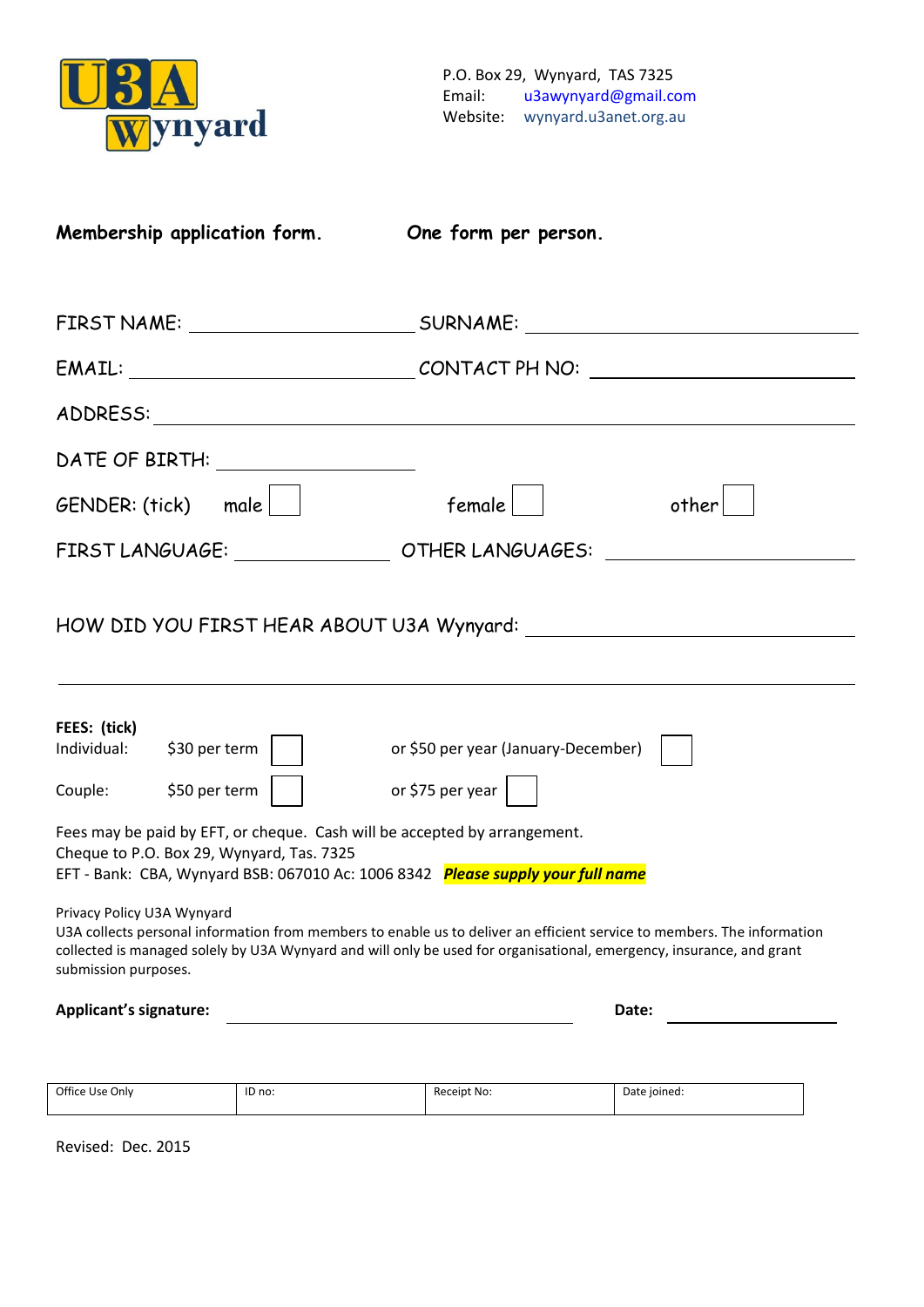U3A Wynyard

P.O. Box 29, Wynyard, TAS 7325
Email: u3awynyard@gmail.com
Website: wynyard.u3anet.org.au

**Membership application form.** **One form per person.**

FIRST NAME: ____________________ SURNAME: ____________________

EMAIL: ____________________ CONTACT PH NO: ____________________

ADDRESS: ________________________________________

DATE OF BIRTH: ____________________

GENDER: (tick) male ☐ female ☐ other ☐

FIRST LANGUAGE: ______________ OTHER LANGUAGES: ______________

HOW DID YOU FIRST HEAR ABOUT U3A Wynyard: ____________________

________________________________________

**FEES: (tick)**

| | | | | |
|---|---|---|---|---|
| Individual: | $30 per term | ☐ | or $50 per year (January-December) | ☐ |
| Couple: | $50 per term | ☐ | or $75 per year | ☐ |

Fees may be paid by EFT, or cheque. Cash will be accepted by arrangement.
Cheque to P.O. Box 29, Wynyard, Tas. 7325
EFT - Bank: CBA, Wynyard BSB: 067010 Ac: 1006 8342 ***Please supply your full name***

Privacy Policy U3A Wynyard
U3A collects personal information from members to enable us to deliver an efficient service to members. The information collected is managed solely by U3A Wynyard and will only be used for organisational, emergency, insurance, and grant submission purposes.

**Applicant's signature:** ____________________ **Date:** ______________

| Office Use Only | ID no: | Receipt No: | Date joined: |
|---|---|---|---|

Revised: Dec. 2015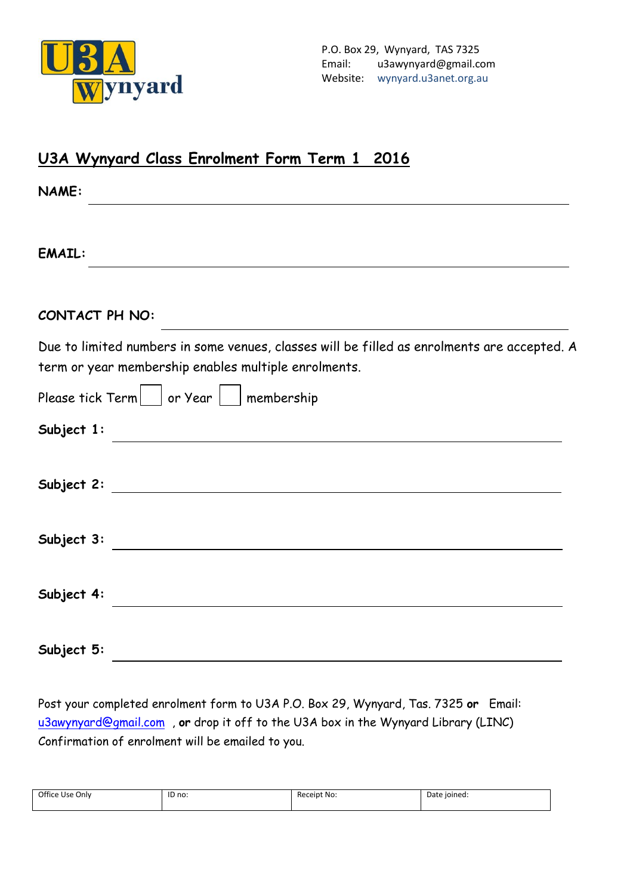U3A Wynyard

P.O. Box 29, Wynyard, TAS 7325
Email: u3awynyard@gmail.com
Website: wynyard.u3anet.org.au

## U3A Wynyard Class Enrolment Form Term 1 2016

**NAME:** ____________________

**EMAIL:** ____________________

**CONTACT PH NO:** ____________________

Due to limited numbers in some venues, classes will be filled as enrolments are accepted. A term or year membership enables multiple enrolments.

Please tick Term ☐ or Year ☐ membership

**Subject 1:** ____________________

**Subject 2:** ____________________

**Subject 3:** ____________________

**Subject 4:** ____________________

**Subject 5:** ____________________

Post your completed enrolment form to U3A P.O. Box 29, Wynyard, Tas. 7325 **or** Email: u3awynyard@gmail.com , **or** drop it off to the U3A box in the Wynyard Library (LINC)
Confirmation of enrolment will be emailed to you.

| Office Use Only | ID no: | Receipt No: | Date joined: |
|---|---|---|---|